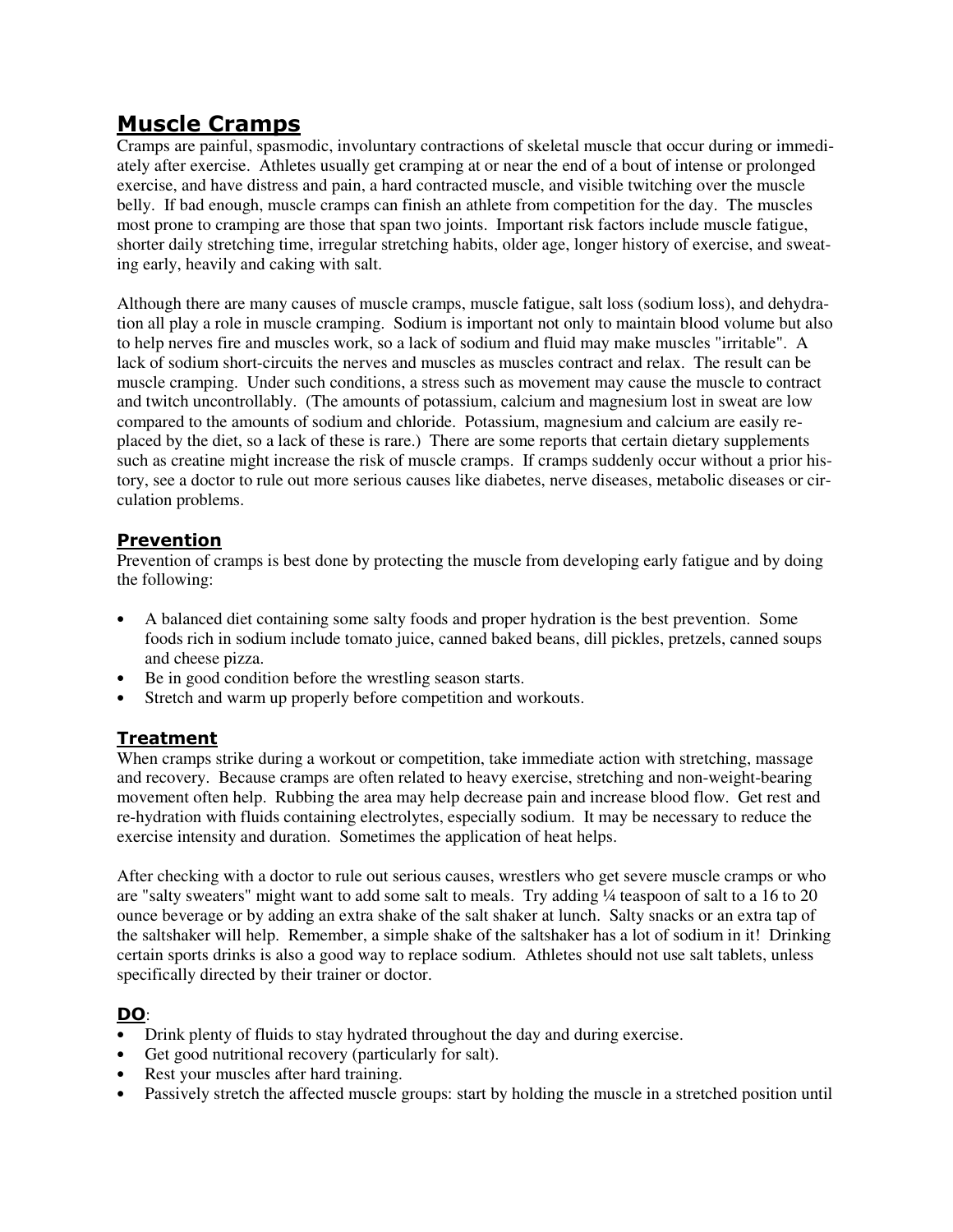# Muscle Cramps

Cramps are painful, spasmodic, involuntary contractions of skeletal muscle that occur during or immediately after exercise. Athletes usually get cramping at or near the end of a bout of intense or prolonged exercise, and have distress and pain, a hard contracted muscle, and visible twitching over the muscle belly. If bad enough, muscle cramps can finish an athlete from competition for the day. The muscles most prone to cramping are those that span two joints. Important risk factors include muscle fatigue, shorter daily stretching time, irregular stretching habits, older age, longer history of exercise, and sweating early, heavily and caking with salt.

Although there are many causes of muscle cramps, muscle fatigue, salt loss (sodium loss), and dehydration all play a role in muscle cramping. Sodium is important not only to maintain blood volume but also to help nerves fire and muscles work, so a lack of sodium and fluid may make muscles "irritable". A lack of sodium short-circuits the nerves and muscles as muscles contract and relax. The result can be muscle cramping. Under such conditions, a stress such as movement may cause the muscle to contract and twitch uncontrollably. (The amounts of potassium, calcium and magnesium lost in sweat are low compared to the amounts of sodium and chloride. Potassium, magnesium and calcium are easily replaced by the diet, so a lack of these is rare.) There are some reports that certain dietary supplements such as creatine might increase the risk of muscle cramps. If cramps suddenly occur without a prior history, see a doctor to rule out more serious causes like diabetes, nerve diseases, metabolic diseases or circulation problems.

## Prevention

Prevention of cramps is best done by protecting the muscle from developing early fatigue and by doing the following:

- A balanced diet containing some salty foods and proper hydration is the best prevention. Some foods rich in sodium include tomato juice, canned baked beans, dill pickles, pretzels, canned soups and cheese pizza.
- Be in good condition before the wrestling season starts.
- Stretch and warm up properly before competition and workouts.

## Treatment

When cramps strike during a workout or competition, take immediate action with stretching, massage and recovery. Because cramps are often related to heavy exercise, stretching and non-weight-bearing movement often help. Rubbing the area may help decrease pain and increase blood flow. Get rest and re-hydration with fluids containing electrolytes, especially sodium. It may be necessary to reduce the exercise intensity and duration. Sometimes the application of heat helps.

After checking with a doctor to rule out serious causes, wrestlers who get severe muscle cramps or who are "salty sweaters" might want to add some salt to meals. Try adding ¼ teaspoon of salt to a 16 to 20 ounce beverage or by adding an extra shake of the salt shaker at lunch. Salty snacks or an extra tap of the saltshaker will help. Remember, a simple shake of the saltshaker has a lot of sodium in it! Drinking certain sports drinks is also a good way to replace sodium. Athletes should not use salt tablets, unless specifically directed by their trainer or doctor.

## DO:

- Drink plenty of fluids to stay hydrated throughout the day and during exercise.
- Get good nutritional recovery (particularly for salt).
- Rest your muscles after hard training.
- Passively stretch the affected muscle groups: start by holding the muscle in a stretched position until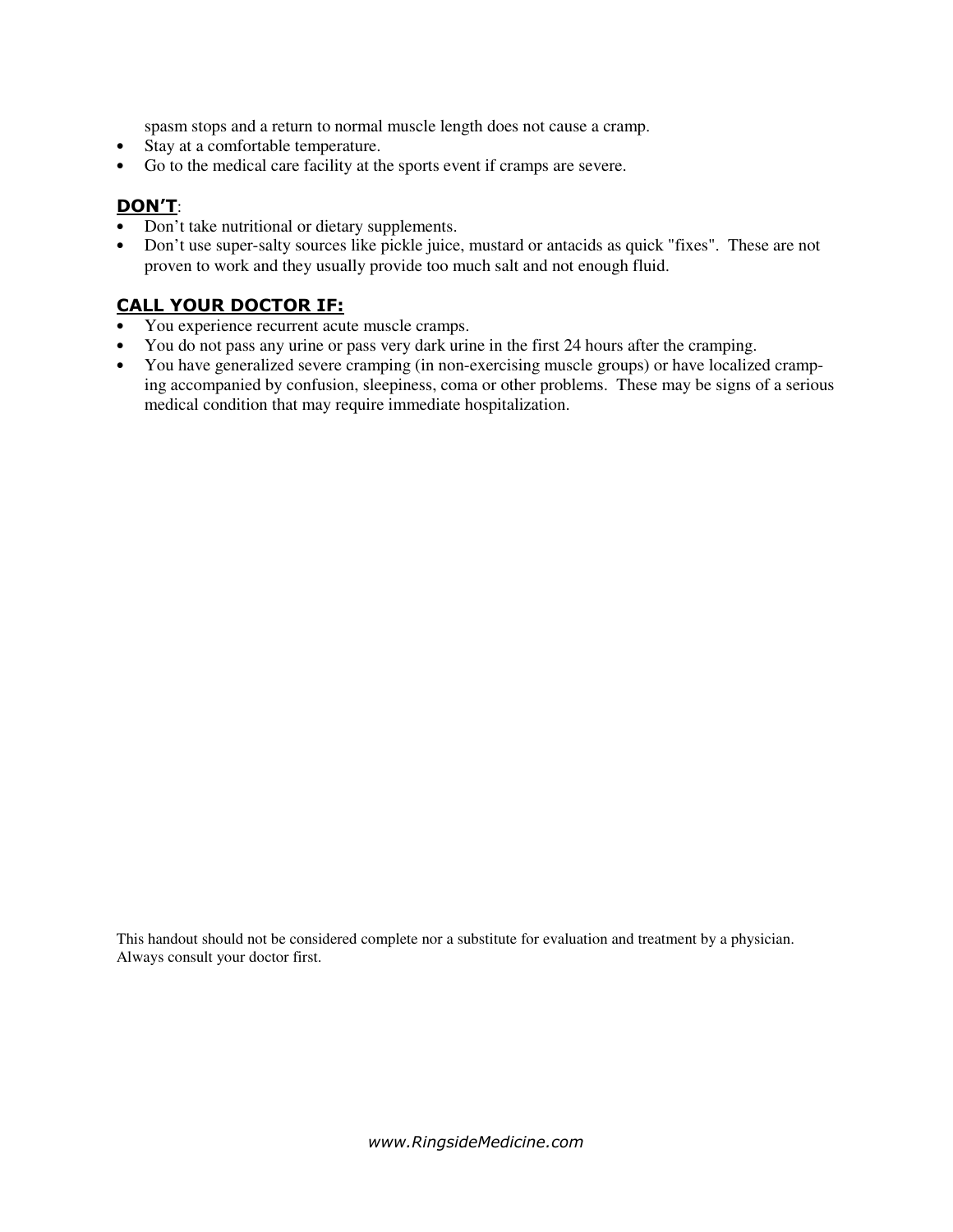spasm stops and a return to normal muscle length does not cause a cramp.

- Stay at a comfortable temperature.
- Go to the medical care facility at the sports event if cramps are severe.

## DON'T:

- Don't take nutritional or dietary supplements.
- Don't use super-salty sources like pickle juice, mustard or antacids as quick "fixes". These are not proven to work and they usually provide too much salt and not enough fluid.

## CALL YOUR DOCTOR IF:

- You experience recurrent acute muscle cramps.
- You do not pass any urine or pass very dark urine in the first 24 hours after the cramping.
- You have generalized severe cramping (in non-exercising muscle groups) or have localized cramping accompanied by confusion, sleepiness, coma or other problems. These may be signs of a serious medical condition that may require immediate hospitalization.

This handout should not be considered complete nor a substitute for evaluation and treatment by a physician. Always consult your doctor first.

*www.RingsideMedicine.com*